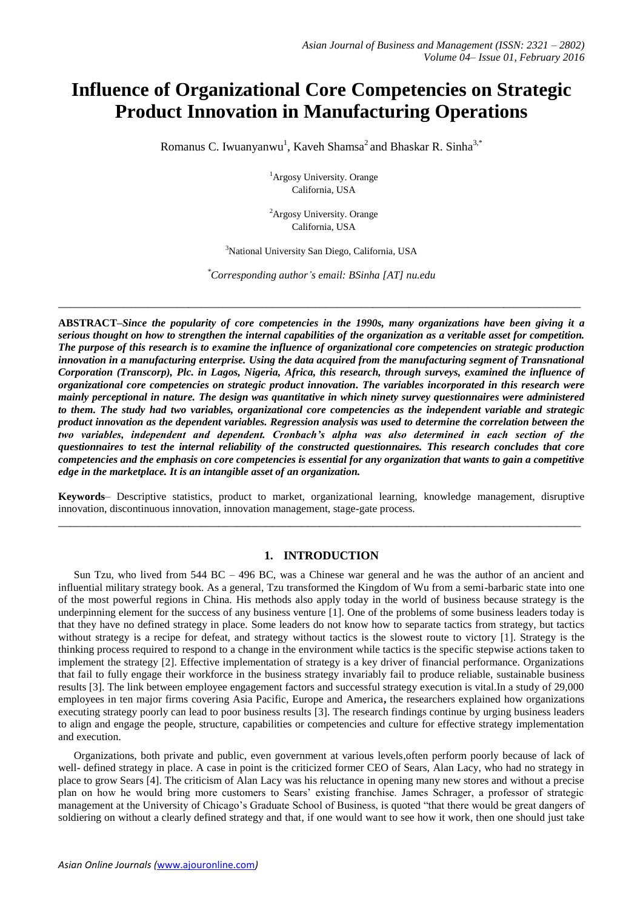# Influence of Organizational Core Competencies on Strategic Product Innovation in Manufacturing Operations

Romanus C. Iwuanyanwu[1], Kaveh Shamsa[2] and Bhaskar R. Sinha[3,*]

[1]Argosy University. Orange California, USA

[2]Argosy University. Orange California, USA

[3]National University San Diego, California, USA

*Corresponding author's email: BSinha [AT] nu.edu

---

**ABSTRACT–*Since the popularity of core competencies in the 1990s, many organizations have been giving it a serious thought on how to strengthen the internal capabilities of the organization as a veritable asset for competition. The purpose of this research is to examine the influence of organizational core competencies on strategic production innovation in a manufacturing enterprise. Using the data acquired from the manufacturing segment of Transnational Corporation (Transcorp), Plc. in Lagos, Nigeria, Africa, this research, through surveys, examined the influence of organizational core competencies on strategic product innovation. The variables incorporated in this research were mainly perceptional in nature. The design was quantitative in which ninety survey questionnaires were administered to them. The study had two variables, organizational core competencies as the independent variable and strategic product innovation as the dependent variables. Regression analysis was used to determine the correlation between the two variables, independent and dependent. Cronbach's alpha was also determined in each section of the questionnaires to test the internal reliability of the constructed questionnaires. This research concludes that core competencies and the emphasis on core competencies is essential for any organization that wants to gain a competitive edge in the marketplace. It is an intangible asset of an organization.***

**Keywords**– Descriptive statistics, product to market, organizational learning, knowledge management, disruptive innovation, discontinuous innovation, innovation management, stage-gate process.

---

## 1. INTRODUCTION

Sun Tzu, who lived from 544 BC – 496 BC, was a Chinese war general and he was the author of an ancient and influential military strategy book. As a general, Tzu transformed the Kingdom of Wu from a semi-barbaric state into one of the most powerful regions in China. His methods also apply today in the world of business because strategy is the underpinning element for the success of any business venture [1]. One of the problems of some business leaders today is that they have no defined strategy in place. Some leaders do not know how to separate tactics from strategy, but tactics without strategy is a recipe for defeat, and strategy without tactics is the slowest route to victory [1]. Strategy is the thinking process required to respond to a change in the environment while tactics is the specific stepwise actions taken to implement the strategy [2]. Effective implementation of strategy is a key driver of financial performance. Organizations that fail to fully engage their workforce in the business strategy invariably fail to produce reliable, sustainable business results [3]. The link between employee engagement factors and successful strategy execution is vital.In a study of 29,000 employees in ten major firms covering Asia Pacific, Europe and America**,** the researchers explained how organizations executing strategy poorly can lead to poor business results [3]. The research findings continue by urging business leaders to align and engage the people, structure, capabilities or competencies and culture for effective strategy implementation and execution.

Organizations, both private and public, even government at various levels,often perform poorly because of lack of well- defined strategy in place. A case in point is the criticized former CEO of Sears, Alan Lacy, who had no strategy in place to grow Sears [4]. The criticism of Alan Lacy was his reluctance in opening many new stores and without a precise plan on how he would bring more customers to Sears' existing franchise. James Schrager, a professor of strategic management at the University of Chicago's Graduate School of Business, is quoted "that there would be great dangers of soldiering on without a clearly defined strategy and that, if one would want to see how it work, then one should just take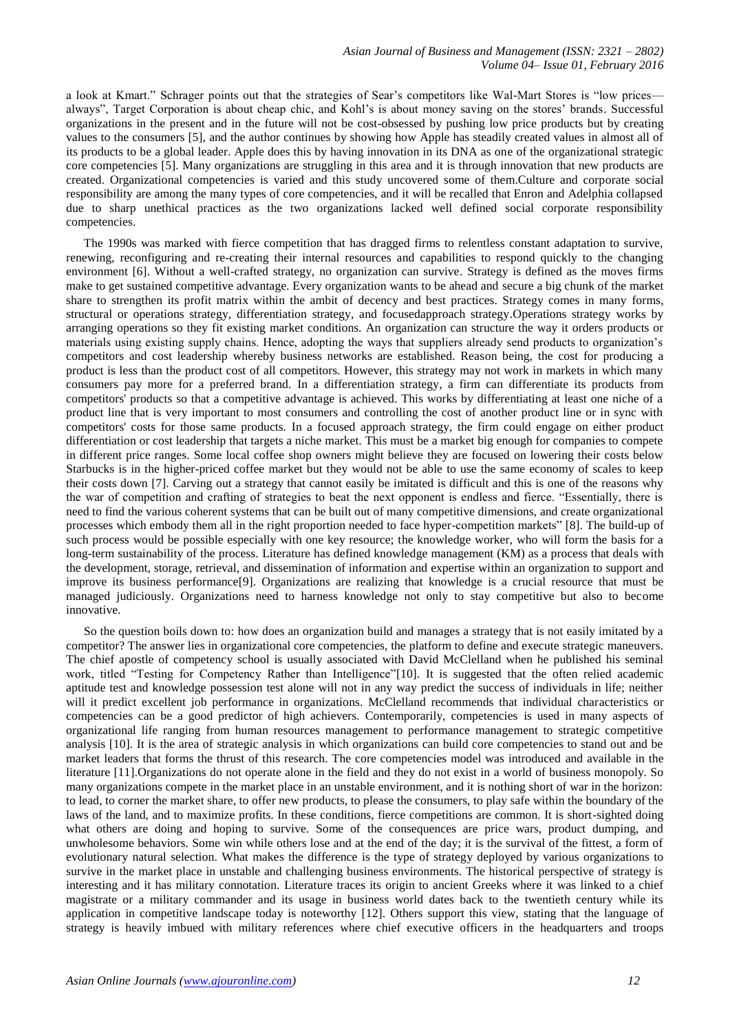a look at Kmart." Schrager points out that the strategies of Sear's competitors like Wal-Mart Stores is "low prices—always", Target Corporation is about cheap chic, and Kohl's is about money saving on the stores' brands. Successful organizations in the present and in the future will not be cost-obsessed by pushing low price products but by creating values to the consumers [5], and the author continues by showing how Apple has steadily created values in almost all of its products to be a global leader. Apple does this by having innovation in its DNA as one of the organizational strategic core competencies [5]. Many organizations are struggling in this area and it is through innovation that new products are created. Organizational competencies is varied and this study uncovered some of them.Culture and corporate social responsibility are among the many types of core competencies, and it will be recalled that Enron and Adelphia collapsed due to sharp unethical practices as the two organizations lacked well defined social corporate responsibility competencies.

The 1990s was marked with fierce competition that has dragged firms to relentless constant adaptation to survive, renewing, reconfiguring and re-creating their internal resources and capabilities to respond quickly to the changing environment [6]. Without a well-crafted strategy, no organization can survive. Strategy is defined as the moves firms make to get sustained competitive advantage. Every organization wants to be ahead and secure a big chunk of the market share to strengthen its profit matrix within the ambit of decency and best practices. Strategy comes in many forms, structural or operations strategy, differentiation strategy, and focusedapproach strategy.Operations strategy works by arranging operations so they fit existing market conditions. An organization can structure the way it orders products or materials using existing supply chains. Hence, adopting the ways that suppliers already send products to organization's competitors and cost leadership whereby business networks are established. Reason being, the cost for producing a product is less than the product cost of all competitors. However, this strategy may not work in markets in which many consumers pay more for a preferred brand. In a differentiation strategy, a firm can differentiate its products from competitors' products so that a competitive advantage is achieved. This works by differentiating at least one niche of a product line that is very important to most consumers and controlling the cost of another product line or in sync with competitors' costs for those same products. In a focused approach strategy, the firm could engage on either product differentiation or cost leadership that targets a niche market. This must be a market big enough for companies to compete in different price ranges. Some local coffee shop owners might believe they are focused on lowering their costs below Starbucks is in the higher-priced coffee market but they would not be able to use the same economy of scales to keep their costs down [7]. Carving out a strategy that cannot easily be imitated is difficult and this is one of the reasons why the war of competition and crafting of strategies to beat the next opponent is endless and fierce. "Essentially, there is need to find the various coherent systems that can be built out of many competitive dimensions, and create organizational processes which embody them all in the right proportion needed to face hyper-competition markets" [8]. The build-up of such process would be possible especially with one key resource; the knowledge worker, who will form the basis for a long-term sustainability of the process. Literature has defined knowledge management (KM) as a process that deals with the development, storage, retrieval, and dissemination of information and expertise within an organization to support and improve its business performance[9]. Organizations are realizing that knowledge is a crucial resource that must be managed judiciously. Organizations need to harness knowledge not only to stay competitive but also to become innovative.

So the question boils down to: how does an organization build and manages a strategy that is not easily imitated by a competitor? The answer lies in organizational core competencies, the platform to define and execute strategic maneuvers. The chief apostle of competency school is usually associated with David McClelland when he published his seminal work, titled "Testing for Competency Rather than Intelligence"[10]. It is suggested that the often relied academic aptitude test and knowledge possession test alone will not in any way predict the success of individuals in life; neither will it predict excellent job performance in organizations. McClelland recommends that individual characteristics or competencies can be a good predictor of high achievers. Contemporarily, competencies is used in many aspects of organizational life ranging from human resources management to performance management to strategic competitive analysis [10]. It is the area of strategic analysis in which organizations can build core competencies to stand out and be market leaders that forms the thrust of this research. The core competencies model was introduced and available in the literature [11].Organizations do not operate alone in the field and they do not exist in a world of business monopoly. So many organizations compete in the market place in an unstable environment, and it is nothing short of war in the horizon: to lead, to corner the market share, to offer new products, to please the consumers, to play safe within the boundary of the laws of the land, and to maximize profits. In these conditions, fierce competitions are common. It is short-sighted doing what others are doing and hoping to survive. Some of the consequences are price wars, product dumping, and unwholesome behaviors. Some win while others lose and at the end of the day; it is the survival of the fittest, a form of evolutionary natural selection. What makes the difference is the type of strategy deployed by various organizations to survive in the market place in unstable and challenging business environments. The historical perspective of strategy is interesting and it has military connotation. Literature traces its origin to ancient Greeks where it was linked to a chief magistrate or a military commander and its usage in business world dates back to the twentieth century while its application in competitive landscape today is noteworthy [12]. Others support this view, stating that the language of strategy is heavily imbued with military references where chief executive officers in the headquarters and troops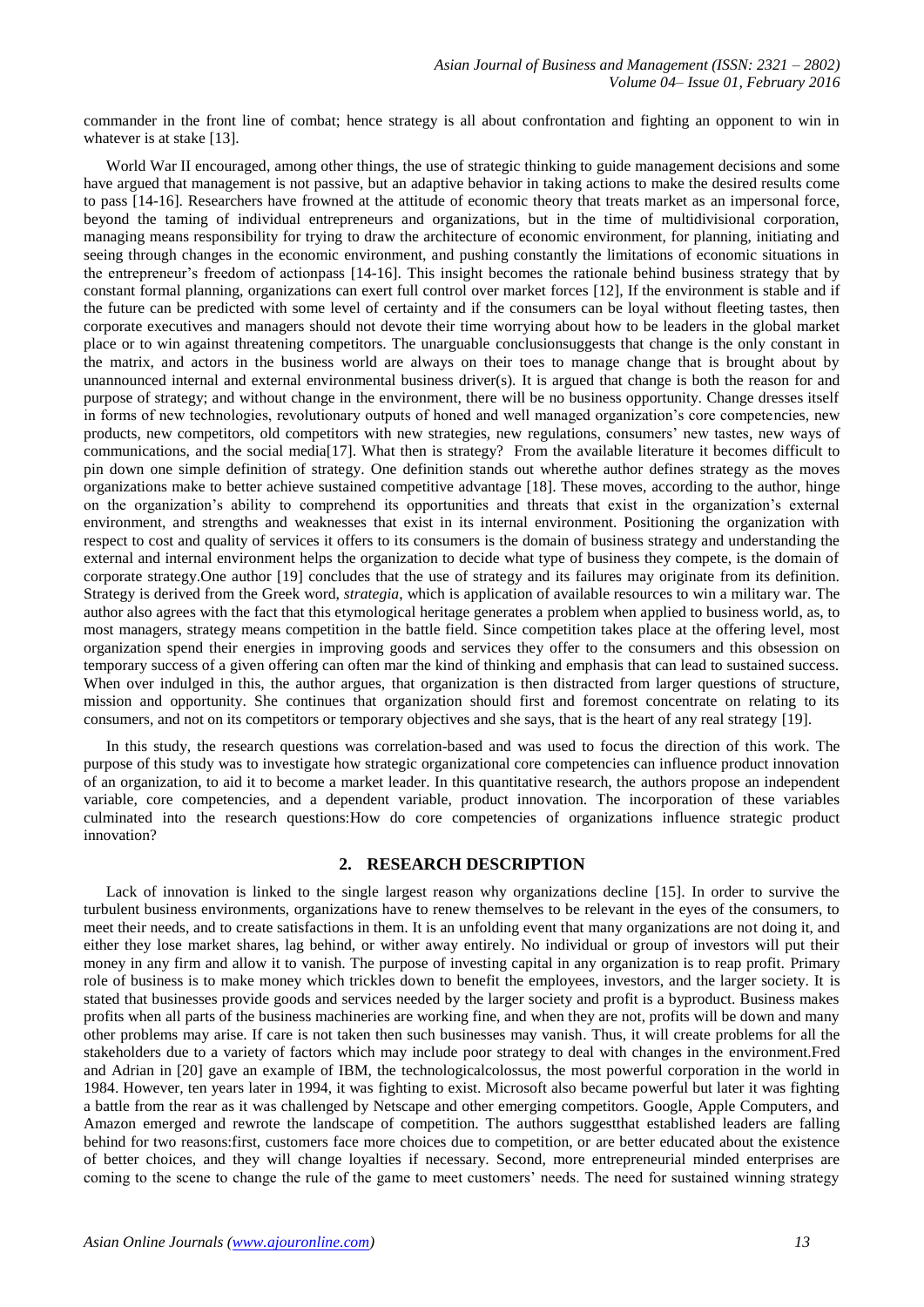commander in the front line of combat; hence strategy is all about confrontation and fighting an opponent to win in whatever is at stake [13].

World War II encouraged, among other things, the use of strategic thinking to guide management decisions and some have argued that management is not passive, but an adaptive behavior in taking actions to make the desired results come to pass [14-16]. Researchers have frowned at the attitude of economic theory that treats market as an impersonal force, beyond the taming of individual entrepreneurs and organizations, but in the time of multidivisional corporation, managing means responsibility for trying to draw the architecture of economic environment, for planning, initiating and seeing through changes in the economic environment, and pushing constantly the limitations of economic situations in the entrepreneur's freedom of actionpass [14-16]. This insight becomes the rationale behind business strategy that by constant formal planning, organizations can exert full control over market forces [12], If the environment is stable and if the future can be predicted with some level of certainty and if the consumers can be loyal without fleeting tastes, then corporate executives and managers should not devote their time worrying about how to be leaders in the global market place or to win against threatening competitors. The unarguable conclusionsuggests that change is the only constant in the matrix, and actors in the business world are always on their toes to manage change that is brought about by unannounced internal and external environmental business driver(s). It is argued that change is both the reason for and purpose of strategy; and without change in the environment, there will be no business opportunity. Change dresses itself in forms of new technologies, revolutionary outputs of honed and well managed organization's core competencies, new products, new competitors, old competitors with new strategies, new regulations, consumers' new tastes, new ways of communications, and the social media[17]. What then is strategy? From the available literature it becomes difficult to pin down one simple definition of strategy. One definition stands out wherethe author defines strategy as the moves organizations make to better achieve sustained competitive advantage [18]. These moves, according to the author, hinge on the organization's ability to comprehend its opportunities and threats that exist in the organization's external environment, and strengths and weaknesses that exist in its internal environment. Positioning the organization with respect to cost and quality of services it offers to its consumers is the domain of business strategy and understanding the external and internal environment helps the organization to decide what type of business they compete, is the domain of corporate strategy.One author [19] concludes that the use of strategy and its failures may originate from its definition. Strategy is derived from the Greek word, *strategia*, which is application of available resources to win a military war. The author also agrees with the fact that this etymological heritage generates a problem when applied to business world, as, to most managers, strategy means competition in the battle field. Since competition takes place at the offering level, most organization spend their energies in improving goods and services they offer to the consumers and this obsession on temporary success of a given offering can often mar the kind of thinking and emphasis that can lead to sustained success. When over indulged in this, the author argues, that organization is then distracted from larger questions of structure, mission and opportunity. She continues that organization should first and foremost concentrate on relating to its consumers, and not on its competitors or temporary objectives and she says, that is the heart of any real strategy [19].

In this study, the research questions was correlation-based and was used to focus the direction of this work. The purpose of this study was to investigate how strategic organizational core competencies can influence product innovation of an organization, to aid it to become a market leader. In this quantitative research, the authors propose an independent variable, core competencies, and a dependent variable, product innovation. The incorporation of these variables culminated into the research questions:How do core competencies of organizations influence strategic product innovation?

## 2. RESEARCH DESCRIPTION

Lack of innovation is linked to the single largest reason why organizations decline [15]. In order to survive the turbulent business environments, organizations have to renew themselves to be relevant in the eyes of the consumers, to meet their needs, and to create satisfactions in them. It is an unfolding event that many organizations are not doing it, and either they lose market shares, lag behind, or wither away entirely. No individual or group of investors will put their money in any firm and allow it to vanish. The purpose of investing capital in any organization is to reap profit. Primary role of business is to make money which trickles down to benefit the employees, investors, and the larger society. It is stated that businesses provide goods and services needed by the larger society and profit is a byproduct. Business makes profits when all parts of the business machineries are working fine, and when they are not, profits will be down and many other problems may arise. If care is not taken then such businesses may vanish. Thus, it will create problems for all the stakeholders due to a variety of factors which may include poor strategy to deal with changes in the environment.Fred and Adrian in [20] gave an example of IBM, the technologicalcolossus, the most powerful corporation in the world in 1984. However, ten years later in 1994, it was fighting to exist. Microsoft also became powerful but later it was fighting a battle from the rear as it was challenged by Netscape and other emerging competitors. Google, Apple Computers, and Amazon emerged and rewrote the landscape of competition. The authors suggestthat established leaders are falling behind for two reasons:first, customers face more choices due to competition, or are better educated about the existence of better choices, and they will change loyalties if necessary. Second, more entrepreneurial minded enterprises are coming to the scene to change the rule of the game to meet customers' needs. The need for sustained winning strategy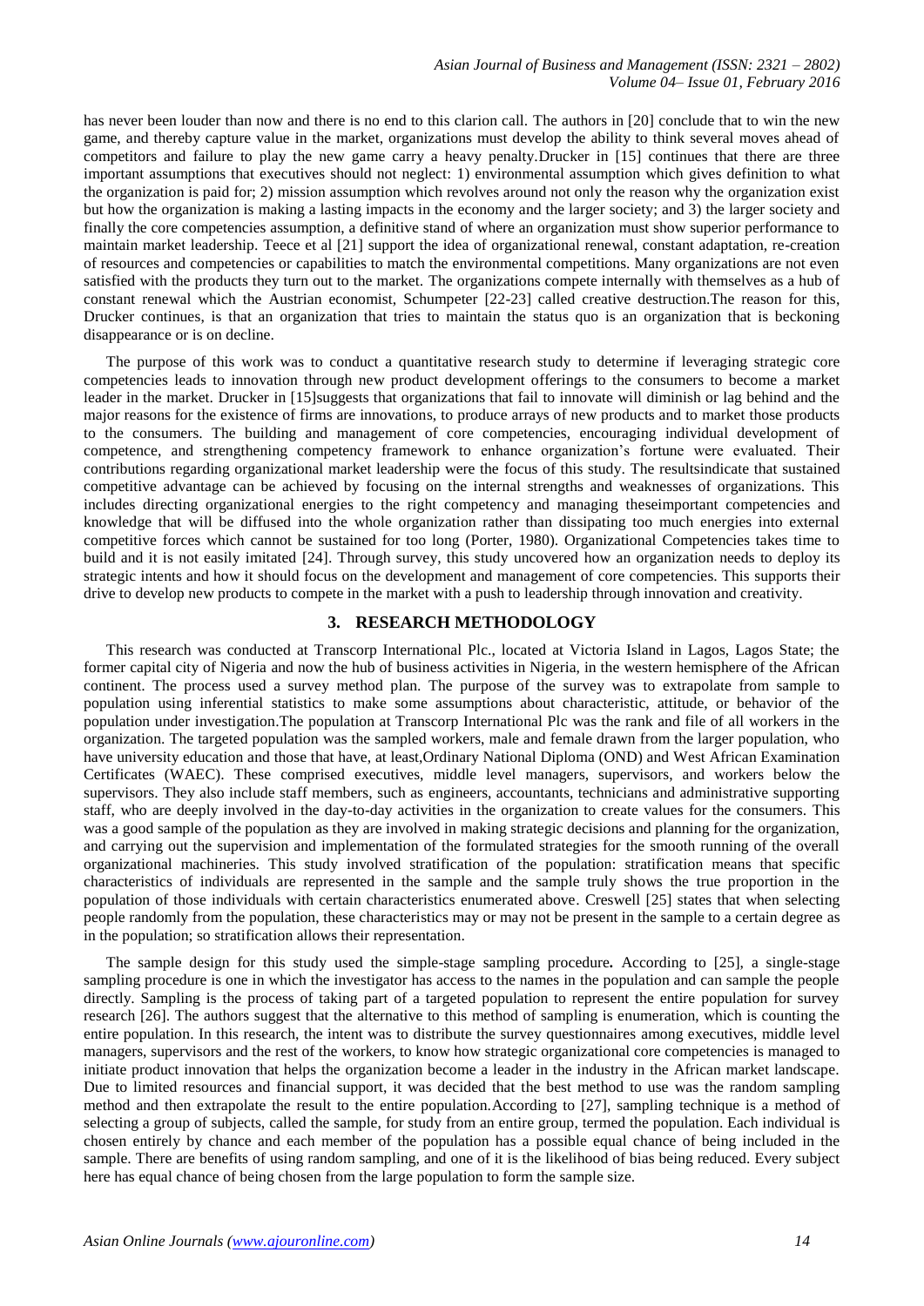has never been louder than now and there is no end to this clarion call. The authors in [20] conclude that to win the new game, and thereby capture value in the market, organizations must develop the ability to think several moves ahead of competitors and failure to play the new game carry a heavy penalty.Drucker in [15] continues that there are three important assumptions that executives should not neglect: 1) environmental assumption which gives definition to what the organization is paid for; 2) mission assumption which revolves around not only the reason why the organization exist but how the organization is making a lasting impacts in the economy and the larger society; and 3) the larger society and finally the core competencies assumption, a definitive stand of where an organization must show superior performance to maintain market leadership. Teece et al [21] support the idea of organizational renewal, constant adaptation, re-creation of resources and competencies or capabilities to match the environmental competitions. Many organizations are not even satisfied with the products they turn out to the market. The organizations compete internally with themselves as a hub of constant renewal which the Austrian economist, Schumpeter [22-23] called creative destruction.The reason for this, Drucker continues, is that an organization that tries to maintain the status quo is an organization that is beckoning disappearance or is on decline.

The purpose of this work was to conduct a quantitative research study to determine if leveraging strategic core competencies leads to innovation through new product development offerings to the consumers to become a market leader in the market. Drucker in [15]suggests that organizations that fail to innovate will diminish or lag behind and the major reasons for the existence of firms are innovations, to produce arrays of new products and to market those products to the consumers. The building and management of core competencies, encouraging individual development of competence, and strengthening competency framework to enhance organization's fortune were evaluated. Their contributions regarding organizational market leadership were the focus of this study. The resultsindicate that sustained competitive advantage can be achieved by focusing on the internal strengths and weaknesses of organizations. This includes directing organizational energies to the right competency and managing theseimportant competencies and knowledge that will be diffused into the whole organization rather than dissipating too much energies into external competitive forces which cannot be sustained for too long (Porter, 1980). Organizational Competencies takes time to build and it is not easily imitated [24]. Through survey, this study uncovered how an organization needs to deploy its strategic intents and how it should focus on the development and management of core competencies. This supports their drive to develop new products to compete in the market with a push to leadership through innovation and creativity.

## 3. RESEARCH METHODOLOGY

This research was conducted at Transcorp International Plc., located at Victoria Island in Lagos, Lagos State; the former capital city of Nigeria and now the hub of business activities in Nigeria, in the western hemisphere of the African continent. The process used a survey method plan. The purpose of the survey was to extrapolate from sample to population using inferential statistics to make some assumptions about characteristic, attitude, or behavior of the population under investigation.The population at Transcorp International Plc was the rank and file of all workers in the organization. The targeted population was the sampled workers, male and female drawn from the larger population, who have university education and those that have, at least,Ordinary National Diploma (OND) and West African Examination Certificates (WAEC). These comprised executives, middle level managers, supervisors, and workers below the supervisors. They also include staff members, such as engineers, accountants, technicians and administrative supporting staff, who are deeply involved in the day-to-day activities in the organization to create values for the consumers. This was a good sample of the population as they are involved in making strategic decisions and planning for the organization, and carrying out the supervision and implementation of the formulated strategies for the smooth running of the overall organizational machineries. This study involved stratification of the population: stratification means that specific characteristics of individuals are represented in the sample and the sample truly shows the true proportion in the population of those individuals with certain characteristics enumerated above. Creswell [25] states that when selecting people randomly from the population, these characteristics may or may not be present in the sample to a certain degree as in the population; so stratification allows their representation.

The sample design for this study used the simple-stage sampling procedure**.** According to [25], a single-stage sampling procedure is one in which the investigator has access to the names in the population and can sample the people directly. Sampling is the process of taking part of a targeted population to represent the entire population for survey research [26]. The authors suggest that the alternative to this method of sampling is enumeration, which is counting the entire population. In this research, the intent was to distribute the survey questionnaires among executives, middle level managers, supervisors and the rest of the workers, to know how strategic organizational core competencies is managed to initiate product innovation that helps the organization become a leader in the industry in the African market landscape. Due to limited resources and financial support, it was decided that the best method to use was the random sampling method and then extrapolate the result to the entire population.According to [27], sampling technique is a method of selecting a group of subjects, called the sample, for study from an entire group, termed the population. Each individual is chosen entirely by chance and each member of the population has a possible equal chance of being included in the sample. There are benefits of using random sampling, and one of it is the likelihood of bias being reduced. Every subject here has equal chance of being chosen from the large population to form the sample size.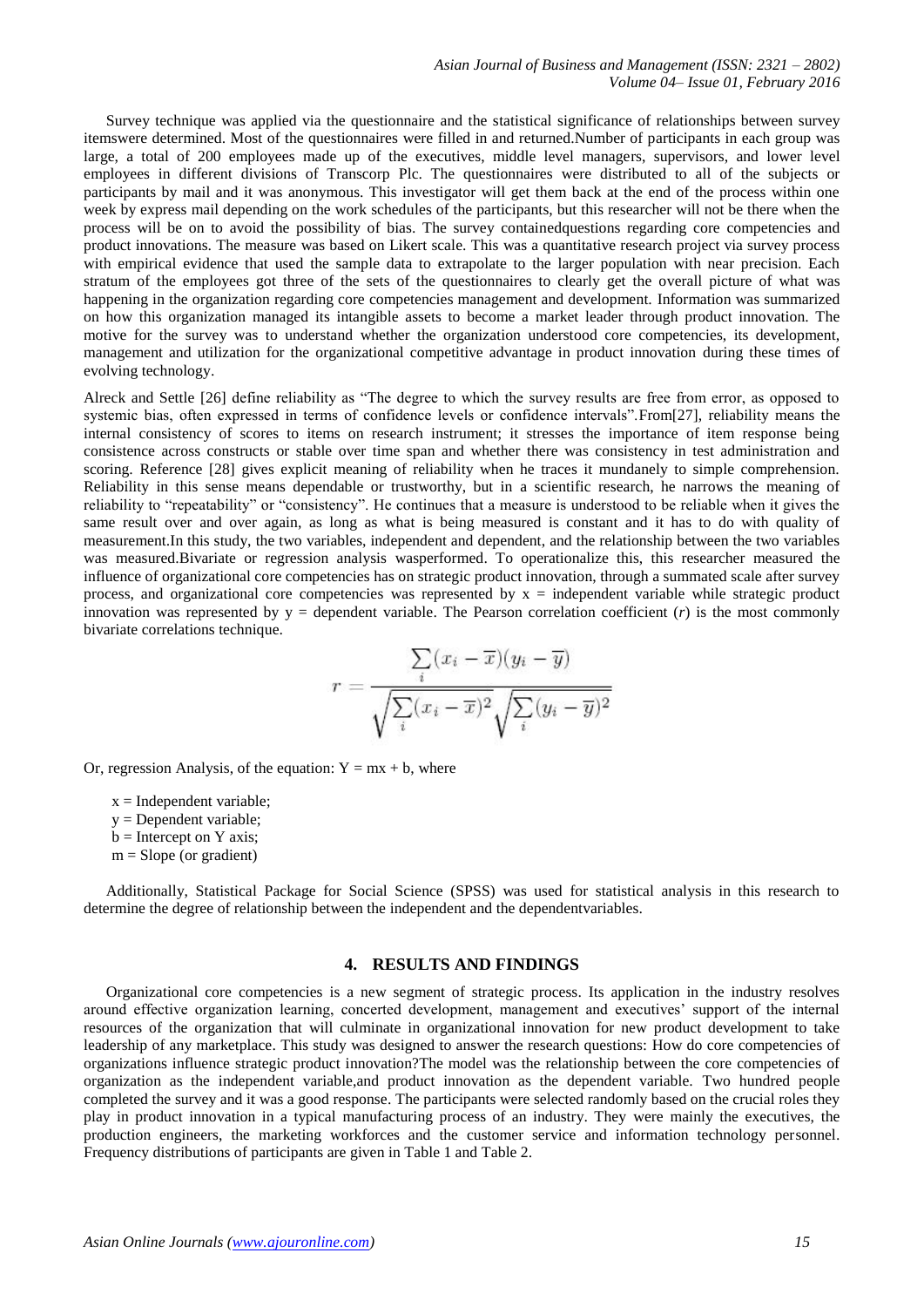Survey technique was applied via the questionnaire and the statistical significance of relationships between survey itemswere determined. Most of the questionnaires were filled in and returned.Number of participants in each group was large, a total of 200 employees made up of the executives, middle level managers, supervisors, and lower level employees in different divisions of Transcorp Plc. The questionnaires were distributed to all of the subjects or participants by mail and it was anonymous. This investigator will get them back at the end of the process within one week by express mail depending on the work schedules of the participants, but this researcher will not be there when the process will be on to avoid the possibility of bias. The survey containedquestions regarding core competencies and product innovations. The measure was based on Likert scale. This was a quantitative research project via survey process with empirical evidence that used the sample data to extrapolate to the larger population with near precision. Each stratum of the employees got three of the sets of the questionnaires to clearly get the overall picture of what was happening in the organization regarding core competencies management and development. Information was summarized on how this organization managed its intangible assets to become a market leader through product innovation. The motive for the survey was to understand whether the organization understood core competencies, its development, management and utilization for the organizational competitive advantage in product innovation during these times of evolving technology.

Alreck and Settle [26] define reliability as "The degree to which the survey results are free from error, as opposed to systemic bias, often expressed in terms of confidence levels or confidence intervals".From[27], reliability means the internal consistency of scores to items on research instrument; it stresses the importance of item response being consistence across constructs or stable over time span and whether there was consistency in test administration and scoring. Reference [28] gives explicit meaning of reliability when he traces it mundanely to simple comprehension. Reliability in this sense means dependable or trustworthy, but in a scientific research, he narrows the meaning of reliability to "repeatability" or "consistency". He continues that a measure is understood to be reliable when it gives the same result over and over again, as long as what is being measured is constant and it has to do with quality of measurement.In this study, the two variables, independent and dependent, and the relationship between the two variables was measured.Bivariate or regression analysis wasperformed. To operationalize this, this researcher measured the influence of organizational core competencies has on strategic product innovation, through a summated scale after survey process, and organizational core competencies was represented by x = independent variable while strategic product innovation was represented by y = dependent variable. The Pearson correlation coefficient (*r*) is the most commonly bivariate correlations technique.

$$r = \frac{\sum_i (x_i - \overline{x})(y_i - \overline{y})}{\sqrt{\sum_i (x_i - \overline{x})^2}\sqrt{\sum_i (y_i - \overline{y})^2}}$$

Or, regression Analysis, of the equation: Y = mx + b, where

x = Independent variable;
y = Dependent variable;
b = Intercept on Y axis;
m = Slope (or gradient)

Additionally, Statistical Package for Social Science (SPSS) was used for statistical analysis in this research to determine the degree of relationship between the independent and the dependentvariables.

## 4. RESULTS AND FINDINGS

Organizational core competencies is a new segment of strategic process. Its application in the industry resolves around effective organization learning, concerted development, management and executives' support of the internal resources of the organization that will culminate in organizational innovation for new product development to take leadership of any marketplace. This study was designed to answer the research questions: How do core competencies of organizations influence strategic product innovation?The model was the relationship between the core competencies of organization as the independent variable,and product innovation as the dependent variable. Two hundred people completed the survey and it was a good response. The participants were selected randomly based on the crucial roles they play in product innovation in a typical manufacturing process of an industry. They were mainly the executives, the production engineers, the marketing workforces and the customer service and information technology personnel. Frequency distributions of participants are given in Table 1 and Table 2.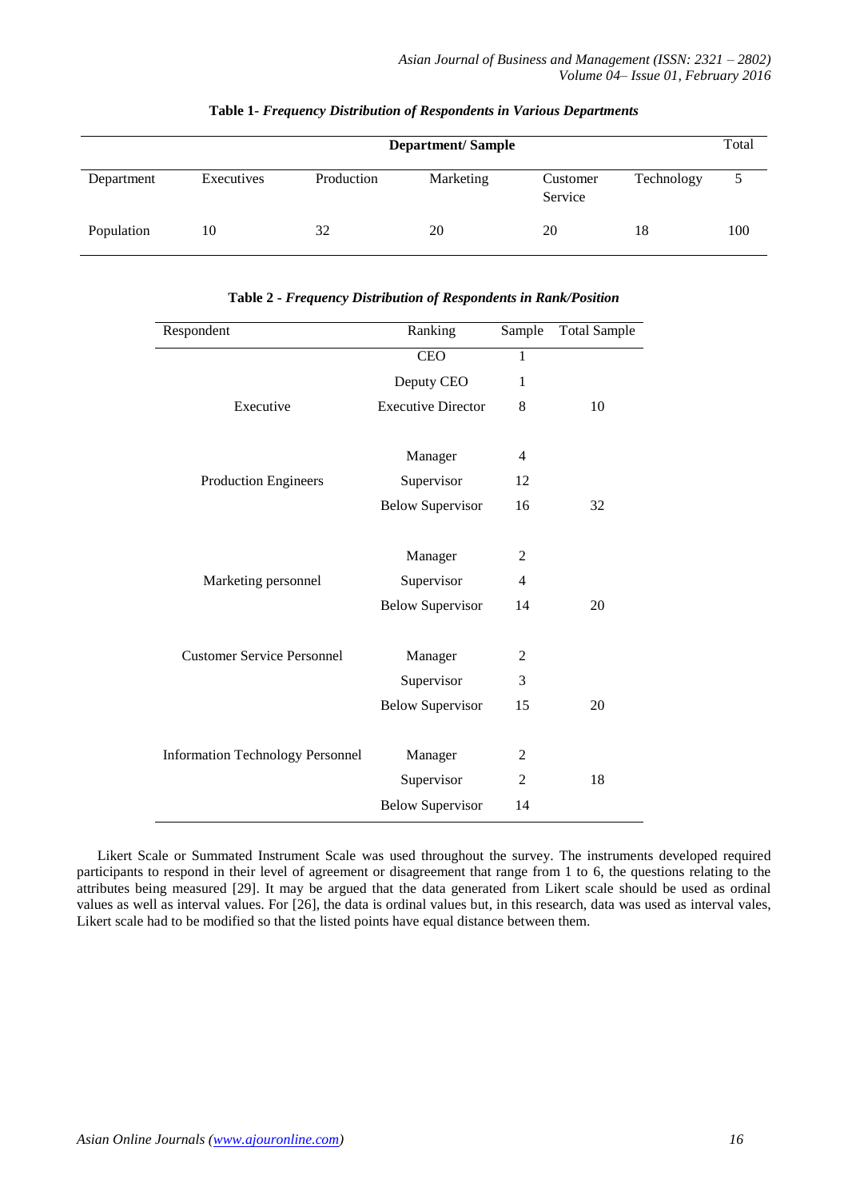**Table 1-** ***Frequency Distribution of Respondents in Various Departments***

| | **Department/ Sample** | | | | | Total |
|---|---|---|---|---|---|---|
| Department | Executives | Production | Marketing | Customer Service | Technology | 5 |
| Population | 10 | 32 | 20 | 20 | 18 | 100 |

**Table 2 -** ***Frequency Distribution of Respondents in Rank/Position***

| Respondent | Ranking | Sample | Total Sample |
|---|---|---|---|
| | CEO | 1 | |
| | Deputy CEO | 1 | |
| Executive | Executive Director | 8 | 10 |
| | Manager | 4 | |
| Production Engineers | Supervisor | 12 | |
| | Below Supervisor | 16 | 32 |
| | Manager | 2 | |
| Marketing personnel | Supervisor | 4 | |
| | Below Supervisor | 14 | 20 |
| Customer Service Personnel | Manager | 2 | |
| | Supervisor | 3 | |
| | Below Supervisor | 15 | 20 |
| Information Technology Personnel | Manager | 2 | |
| | Supervisor | 2 | 18 |
| | Below Supervisor | 14 | |

Likert Scale or Summated Instrument Scale was used throughout the survey. The instruments developed required participants to respond in their level of agreement or disagreement that range from 1 to 6, the questions relating to the attributes being measured [29]. It may be argued that the data generated from Likert scale should be used as ordinal values as well as interval values. For [26], the data is ordinal values but, in this research, data was used as interval vales, Likert scale had to be modified so that the listed points have equal distance between them.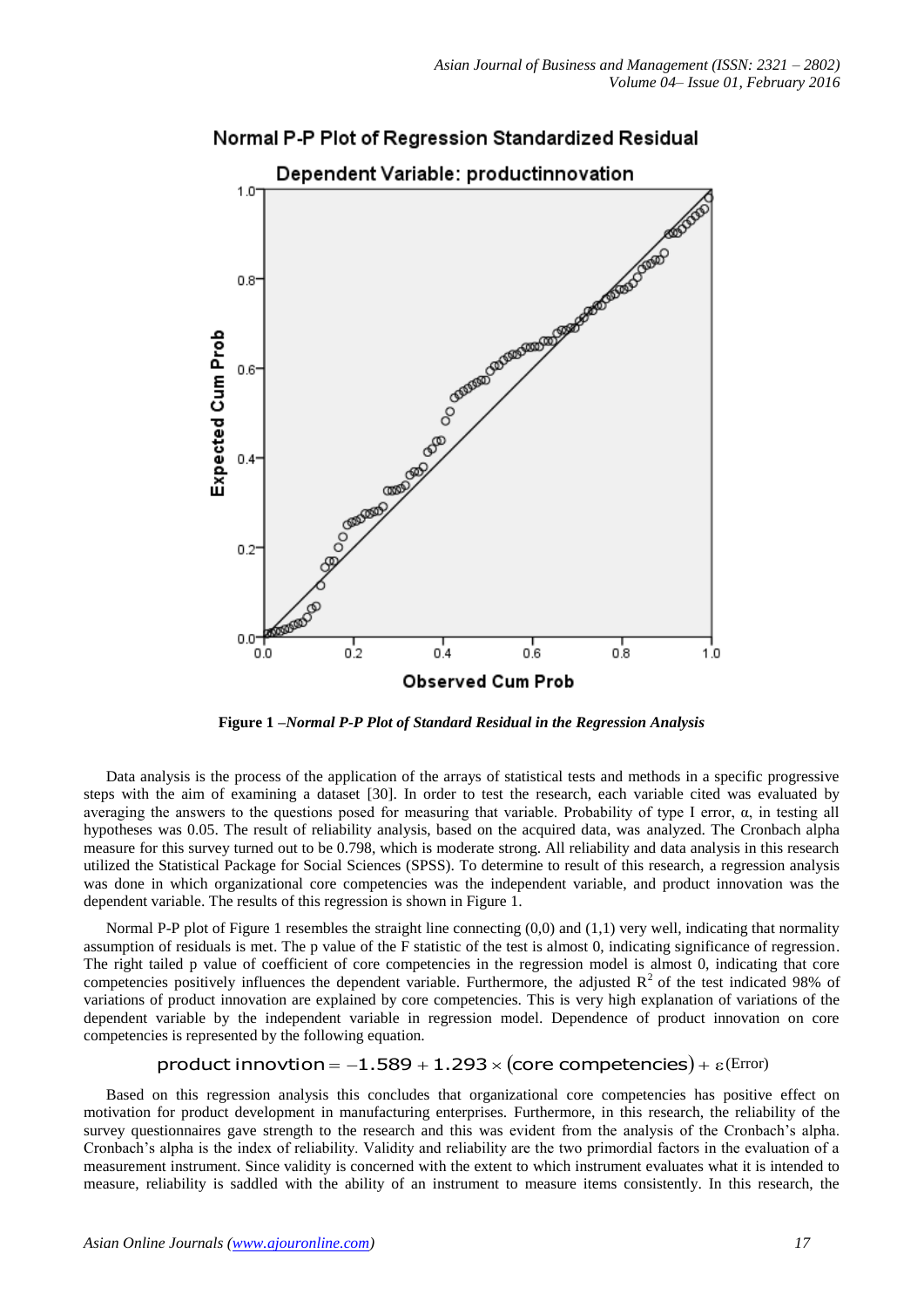Normal P-P Plot of Regression Standardized Residual

Dependent Variable: productinnovation

Expected Cum Prob

Observed Cum Prob

0.0
0.2
0.4
0.6
0.8
1.0

**Figure 1** –*Normal P-P Plot of Standard Residual in the Regression Analysis*

Data analysis is the process of the application of the arrays of statistical tests and methods in a specific progressive steps with the aim of examining a dataset [30]. In order to test the research, each variable cited was evaluated by averaging the answers to the questions posed for measuring that variable. Probability of type I error, α, in testing all hypotheses was 0.05. The result of reliability analysis, based on the acquired data, was analyzed. The Cronbach alpha measure for this survey turned out to be 0.798, which is moderate strong. All reliability and data analysis in this research utilized the Statistical Package for Social Sciences (SPSS). To determine to result of this research, a regression analysis was done in which organizational core competencies was the independent variable, and product innovation was the dependent variable. The results of this regression is shown in Figure 1.

Normal P-P plot of Figure 1 resembles the straight line connecting (0,0) and (1,1) very well, indicating that normality assumption of residuals is met. The p value of the F statistic of the test is almost 0, indicating significance of regression. The right tailed p value of coefficient of core competencies in the regression model is almost 0, indicating that core competencies positively influences the dependent variable. Furthermore, the adjusted $R^2$ of the test indicated 98% of variations of product innovation are explained by core competencies. This is very high explanation of variations of the dependent variable by the independent variable in regression model. Dependence of product innovation on core competencies is represented by the following equation.

$$\text{product innovtion} = -1.589 + 1.293 \times (\text{core competencies}) + \varepsilon(\text{Error})$$

Based on this regression analysis this concludes that organizational core competencies has positive effect on motivation for product development in manufacturing enterprises. Furthermore, in this research, the reliability of the survey questionnaires gave strength to the research and this was evident from the analysis of the Cronbach's alpha. Cronbach's alpha is the index of reliability. Validity and reliability are the two primordial factors in the evaluation of a measurement instrument. Since validity is concerned with the extent to which instrument evaluates what it is intended to measure, reliability is saddled with the ability of an instrument to measure items consistently. In this research, the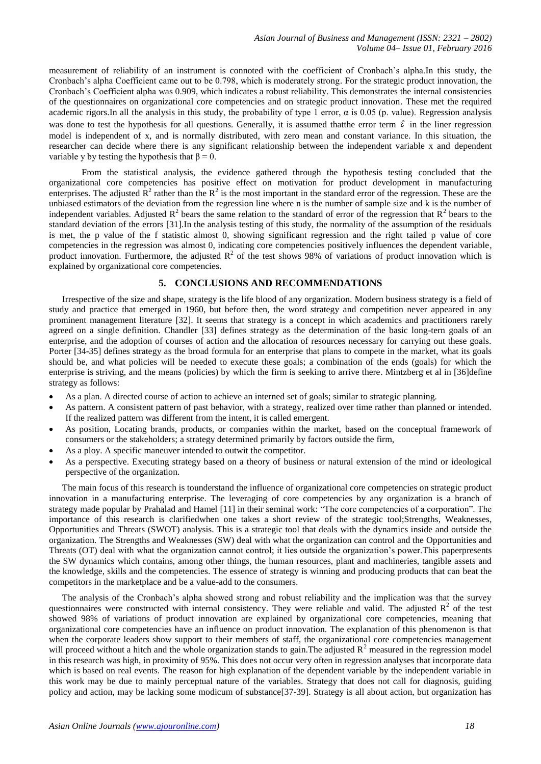measurement of reliability of an instrument is connoted with the coefficient of Cronbach's alpha.In this study, the Cronbach's alpha Coefficient came out to be 0.798, which is moderately strong. For the strategic product innovation, the Cronbach's Coefficient alpha was 0.909, which indicates a robust reliability. This demonstrates the internal consistencies of the questionnaires on organizational core competencies and on strategic product innovation. These met the required academic rigors.In all the analysis in this study, the probability of type 1 error, $\alpha$ is 0.05 (p. value). Regression analysis was done to test the hypothesis for all questions. Generally, it is assumed thatthe error term $\mathcal{E}$ in the liner regression model is independent of x, and is normally distributed, with zero mean and constant variance. In this situation, the researcher can decide where there is any significant relationship between the independent variable x and dependent variable y by testing the hypothesis that $\beta = 0$.

From the statistical analysis, the evidence gathered through the hypothesis testing concluded that the organizational core competencies has positive effect on motivation for product development in manufacturing enterprises. The adjusted $R^2$ rather than the $R^2$ is the most important in the standard error of the regression. These are the unbiased estimators of the deviation from the regression line where n is the number of sample size and k is the number of independent variables. Adjusted $R^2$ bears the same relation to the standard of error of the regression that $R^2$ bears to the standard deviation of the errors [31].In the analysis testing of this study, the normality of the assumption of the residuals is met, the p value of the f statistic almost 0, showing significant regression and the right tailed p value of core competencies in the regression was almost 0, indicating core competencies positively influences the dependent variable, product innovation. Furthermore, the adjusted $R^2$ of the test shows 98% of variations of product innovation which is explained by organizational core competencies.

## 5. CONCLUSIONS AND RECOMMENDATIONS

Irrespective of the size and shape, strategy is the life blood of any organization. Modern business strategy is a field of study and practice that emerged in 1960, but before then, the word strategy and competition never appeared in any prominent management literature [32]. It seems that strategy is a concept in which academics and practitioners rarely agreed on a single definition. Chandler [33] defines strategy as the determination of the basic long-tern goals of an enterprise, and the adoption of courses of action and the allocation of resources necessary for carrying out these goals. Porter [34-35] defines strategy as the broad formula for an enterprise that plans to compete in the market, what its goals should be, and what policies will be needed to execute these goals; a combination of the ends (goals) for which the enterprise is striving, and the means (policies) by which the firm is seeking to arrive there. Mintzberg et al in [36]define strategy as follows:

- As a plan. A directed course of action to achieve an interned set of goals; similar to strategic planning.
- As pattern. A consistent pattern of past behavior, with a strategy, realized over time rather than planned or intended. If the realized pattern was different from the intent, it is called emergent.
- As position, Locating brands, products, or companies within the market, based on the conceptual framework of consumers or the stakeholders; a strategy determined primarily by factors outside the firm,
- As a ploy. A specific maneuver intended to outwit the competitor.
- As a perspective. Executing strategy based on a theory of business or natural extension of the mind or ideological perspective of the organization.

The main focus of this research is tounderstand the influence of organizational core competencies on strategic product innovation in a manufacturing enterprise. The leveraging of core competencies by any organization is a branch of strategy made popular by Prahalad and Hamel [11] in their seminal work: "The core competencies of a corporation". The importance of this research is clarifiedwhen one takes a short review of the strategic tool;Strengths, Weaknesses, Opportunities and Threats (SWOT) analysis. This is a strategic tool that deals with the dynamics inside and outside the organization. The Strengths and Weaknesses (SW) deal with what the organization can control and the Opportunities and Threats (OT) deal with what the organization cannot control; it lies outside the organization's power.This paperpresents the SW dynamics which contains, among other things, the human resources, plant and machineries, tangible assets and the knowledge, skills and the competencies. The essence of strategy is winning and producing products that can beat the competitors in the marketplace and be a value-add to the consumers.

The analysis of the Cronbach's alpha showed strong and robust reliability and the implication was that the survey questionnaires were constructed with internal consistency. They were reliable and valid. The adjusted $R^2$ of the test showed 98% of variations of product innovation are explained by organizational core competencies, meaning that organizational core competencies have an influence on product innovation. The explanation of this phenomenon is that when the corporate leaders show support to their members of staff, the organizational core competencies management will proceed without a hitch and the whole organization stands to gain.The adjusted $R^2$ measured in the regression model in this research was high, in proximity of 95%. This does not occur very often in regression analyses that incorporate data which is based on real events. The reason for high explanation of the dependent variable by the independent variable in this work may be due to mainly perceptual nature of the variables. Strategy that does not call for diagnosis, guiding policy and action, may be lacking some modicum of substance[37-39]. Strategy is all about action, but organization has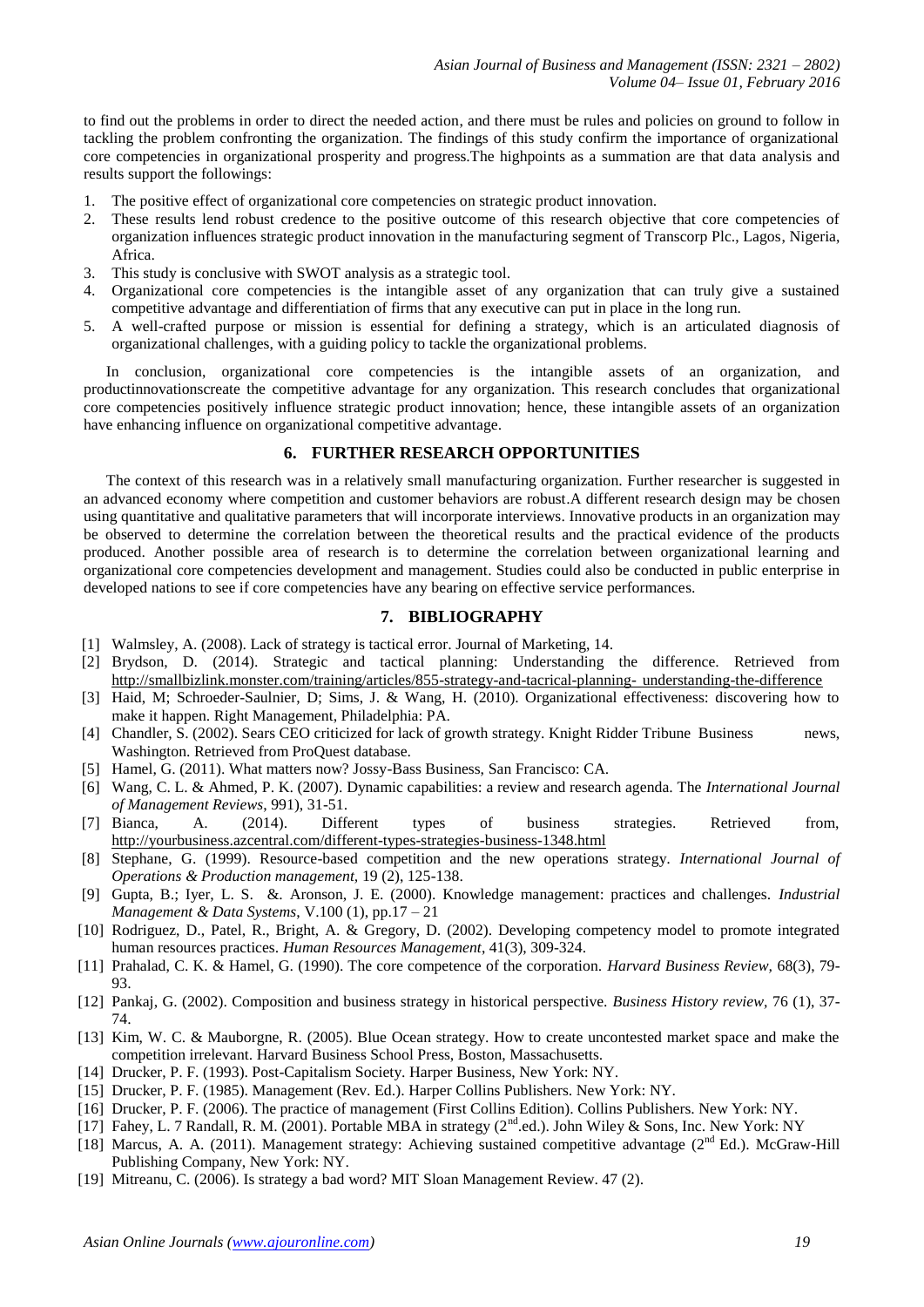to find out the problems in order to direct the needed action, and there must be rules and policies on ground to follow in tackling the problem confronting the organization. The findings of this study confirm the importance of organizational core competencies in organizational prosperity and progress.The highpoints as a summation are that data analysis and results support the followings:

1. The positive effect of organizational core competencies on strategic product innovation.
2. These results lend robust credence to the positive outcome of this research objective that core competencies of organization influences strategic product innovation in the manufacturing segment of Transcorp Plc., Lagos, Nigeria, Africa.
3. This study is conclusive with SWOT analysis as a strategic tool.
4. Organizational core competencies is the intangible asset of any organization that can truly give a sustained competitive advantage and differentiation of firms that any executive can put in place in the long run.
5. A well-crafted purpose or mission is essential for defining a strategy, which is an articulated diagnosis of organizational challenges, with a guiding policy to tackle the organizational problems.

In conclusion, organizational core competencies is the intangible assets of an organization, and productinnovationscreate the competitive advantage for any organization. This research concludes that organizational core competencies positively influence strategic product innovation; hence, these intangible assets of an organization have enhancing influence on organizational competitive advantage.

## 6. FURTHER RESEARCH OPPORTUNITIES

The context of this research was in a relatively small manufacturing organization. Further researcher is suggested in an advanced economy where competition and customer behaviors are robust.A different research design may be chosen using quantitative and qualitative parameters that will incorporate interviews. Innovative products in an organization may be observed to determine the correlation between the theoretical results and the practical evidence of the products produced. Another possible area of research is to determine the correlation between organizational learning and organizational core competencies development and management. Studies could also be conducted in public enterprise in developed nations to see if core competencies have any bearing on effective service performances.

## 7. BIBLIOGRAPHY

[1] Walmsley, A. (2008). Lack of strategy is tactical error. Journal of Marketing, 14.

[2] Brydson, D. (2014). Strategic and tactical planning: Understanding the difference. Retrieved from http://smallbizlink.monster.com/training/articles/855-strategy-and-tacrical-planning- understanding-the-difference

[3] Haid, M; Schroeder-Saulnier, D; Sims, J. & Wang, H. (2010). Organizational effectiveness: discovering how to make it happen. Right Management, Philadelphia: PA.

[4] Chandler, S. (2002). Sears CEO criticized for lack of growth strategy. Knight Ridder Tribune Business news, Washington. Retrieved from ProQuest database.

[5] Hamel, G. (2011). What matters now? Jossy-Bass Business, San Francisco: CA.

[6] Wang, C. L. & Ahmed, P. K. (2007). Dynamic capabilities: a review and research agenda. The *International Journal of Management Reviews*, 991), 31-51.

[7] Bianca, A. (2014). Different types of business strategies. Retrieved from, http://yourbusiness.azcentral.com/different-types-strategies-business-1348.html

[8] Stephane, G. (1999). Resource-based competition and the new operations strategy. *International Journal of Operations & Production management,* 19 (2), 125-138.

[9] Gupta, B.; Iyer, L. S. &. Aronson, J. E. (2000). Knowledge management: practices and challenges. *Industrial Management & Data Systems*, V.100 (1), pp.17 – 21

[10] Rodriguez, D., Patel, R., Bright, A. & Gregory, D. (2002). Developing competency model to promote integrated human resources practices. *Human Resources Management*, 41(3), 309-324.

[11] Prahalad, C. K. & Hamel, G. (1990). The core competence of the corporation. *Harvard Business Review,* 68(3), 79-93.

[12] Pankaj, G. (2002). Composition and business strategy in historical perspective. *Business History review,* 76 (1), 37-74.

[13] Kim, W. C. & Mauborgne, R. (2005). Blue Ocean strategy. How to create uncontested market space and make the competition irrelevant. Harvard Business School Press, Boston, Massachusetts.

[14] Drucker, P. F. (1993). Post-Capitalism Society. Harper Business, New York: NY.

[15] Drucker, P. F. (1985). Management (Rev. Ed.). Harper Collins Publishers. New York: NY.

[16] Drucker, P. F. (2006). The practice of management (First Collins Edition). Collins Publishers. New York: NY.

[17] Fahey, L. 7 Randall, R. M. (2001). Portable MBA in strategy (2nd.ed.). John Wiley & Sons, Inc. New York: NY

[18] Marcus, A. A. (2011). Management strategy: Achieving sustained competitive advantage (2nd Ed.). McGraw-Hill Publishing Company, New York: NY.

[19] Mitreanu, C. (2006). Is strategy a bad word? MIT Sloan Management Review. 47 (2).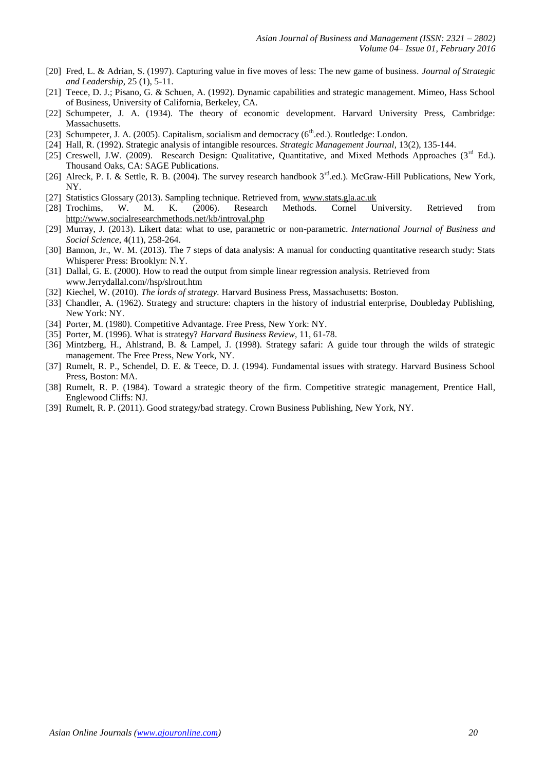[20] Fred, L. & Adrian, S. (1997). Capturing value in five moves of less: The new game of business. *Journal of Strategic and Leadership*, 25 (1), 5-11.

[21] Teece, D. J.; Pisano, G. & Schuen, A. (1992). Dynamic capabilities and strategic management. Mimeo, Hass School of Business, University of California, Berkeley, CA.

[22] Schumpeter, J. A. (1934). The theory of economic development. Harvard University Press, Cambridge: Massachusetts.

[23] Schumpeter, J. A. (2005). Capitalism, socialism and democracy (6th.ed.). Routledge: London.

[24] Hall, R. (1992). Strategic analysis of intangible resources. *Strategic Management Journal*, 13(2), 135-144.

[25] Creswell, J.W. (2009). Research Design: Qualitative, Quantitative, and Mixed Methods Approaches (3rd Ed.). Thousand Oaks, CA: SAGE Publications.

[26] Alreck, P. I. & Settle, R. B. (2004). The survey research handbook 3rd.ed.). McGraw-Hill Publications, New York, NY.

[27] Statistics Glossary (2013). Sampling technique. Retrieved from, www.stats.gla.ac.uk

[28] Trochims, W. M. K. (2006). Research Methods. Cornel University. Retrieved from http://www.socialresearchmethods.net/kb/introval.php

[29] Murray, J. (2013). Likert data: what to use, parametric or non-parametric. *International Journal of Business and Social Science*, 4(11), 258-264.

[30] Bannon, Jr., W. M. (2013). The 7 steps of data analysis: A manual for conducting quantitative research study: Stats Whisperer Press: Brooklyn: N.Y.

[31] Dallal, G. E. (2000). How to read the output from simple linear regression analysis. Retrieved from www.Jerrydallal.com//hsp/slrout.htm

[32] Kiechel, W. (2010). *The lords of strategy.* Harvard Business Press, Massachusetts: Boston.

[33] Chandler, A. (1962). Strategy and structure: chapters in the history of industrial enterprise, Doubleday Publishing, New York: NY.

[34] Porter, M. (1980). Competitive Advantage. Free Press, New York: NY.

[35] Porter, M. (1996). What is strategy? *Harvard Business Review*, 11, 61-78.

[36] Mintzberg, H., Ahlstrand, B. & Lampel, J. (1998). Strategy safari: A guide tour through the wilds of strategic management. The Free Press, New York, NY.

[37] Rumelt, R. P., Schendel, D. E. & Teece, D. J. (1994). Fundamental issues with strategy. Harvard Business School Press, Boston: MA.

[38] Rumelt, R. P. (1984). Toward a strategic theory of the firm. Competitive strategic management, Prentice Hall, Englewood Cliffs: NJ.

[39] Rumelt, R. P. (2011). Good strategy/bad strategy. Crown Business Publishing, New York, NY.